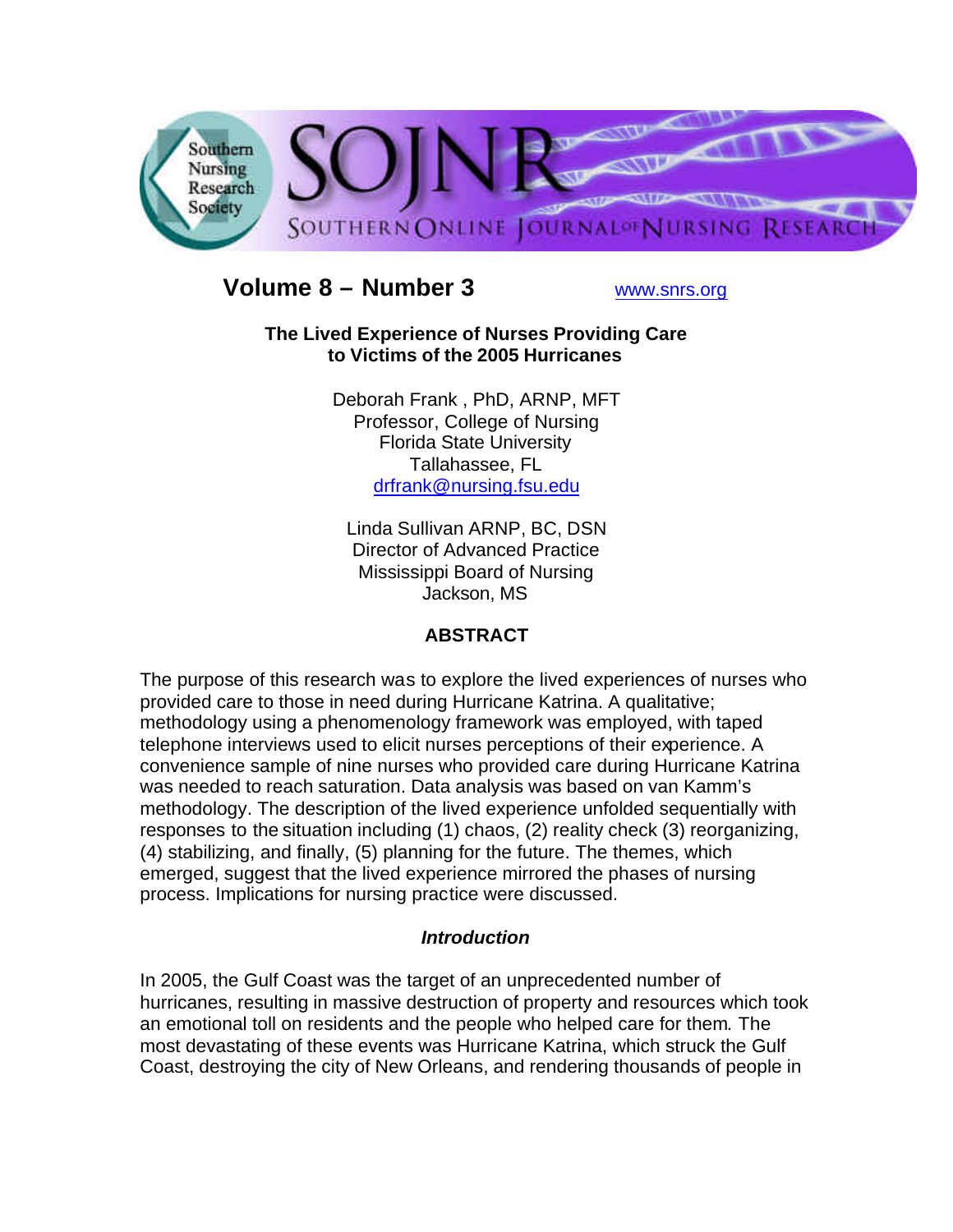Volume 8 – Number 3

www.snrs.org

# The Lived Experience of Nurses Providing Care to Victims of the 2005 Hurricanes

Deborah Frank , PhD, ARNP, MFT
Professor, College of Nursing
Florida State University
Tallahassee, FL
drfrank@nursing.fsu.edu

Linda Sullivan ARNP, BC, DSN
Director of Advanced Practice
Mississippi Board of Nursing
Jackson, MS

## ABSTRACT

The purpose of this research was to explore the lived experiences of nurses who provided care to those in need during Hurricane Katrina. A qualitative; methodology using a phenomenology framework was employed, with taped telephone interviews used to elicit nurses perceptions of their experience. A convenience sample of nine nurses who provided care during Hurricane Katrina was needed to reach saturation. Data analysis was based on van Kamm's methodology. The description of the lived experience unfolded sequentially with responses to the situation including (1) chaos, (2) reality check (3) reorganizing, (4) stabilizing, and finally, (5) planning for the future. The themes, which emerged, suggest that the lived experience mirrored the phases of nursing process. Implications for nursing practice were discussed.

## *Introduction*

In 2005, the Gulf Coast was the target of an unprecedented number of hurricanes, resulting in massive destruction of property and resources which took an emotional toll on residents and the people who helped care for them. The most devastating of these events was Hurricane Katrina, which struck the Gulf Coast, destroying the city of New Orleans, and rendering thousands of people in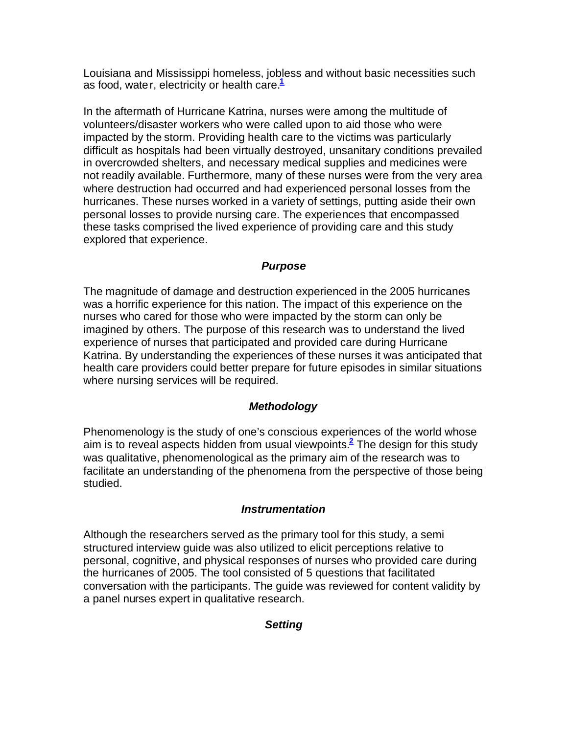Louisiana and Mississippi homeless, jobless and without basic necessities such as food, water, electricity or health care.[1]

In the aftermath of Hurricane Katrina, nurses were among the multitude of volunteers/disaster workers who were called upon to aid those who were impacted by the storm. Providing health care to the victims was particularly difficult as hospitals had been virtually destroyed, unsanitary conditions prevailed in overcrowded shelters, and necessary medical supplies and medicines were not readily available. Furthermore, many of these nurses were from the very area where destruction had occurred and had experienced personal losses from the hurricanes. These nurses worked in a variety of settings, putting aside their own personal losses to provide nursing care. The experiences that encompassed these tasks comprised the lived experience of providing care and this study explored that experience.

### *Purpose*

The magnitude of damage and destruction experienced in the 2005 hurricanes was a horrific experience for this nation. The impact of this experience on the nurses who cared for those who were impacted by the storm can only be imagined by others. The purpose of this research was to understand the lived experience of nurses that participated and provided care during Hurricane Katrina. By understanding the experiences of these nurses it was anticipated that health care providers could better prepare for future episodes in similar situations where nursing services will be required.

### *Methodology*

Phenomenology is the study of one's conscious experiences of the world whose aim is to reveal aspects hidden from usual viewpoints.[2] The design for this study was qualitative, phenomenological as the primary aim of the research was to facilitate an understanding of the phenomena from the perspective of those being studied.

### *Instrumentation*

Although the researchers served as the primary tool for this study, a semi structured interview guide was also utilized to elicit perceptions relative to personal, cognitive, and physical responses of nurses who provided care during the hurricanes of 2005. The tool consisted of 5 questions that facilitated conversation with the participants. The guide was reviewed for content validity by a panel nurses expert in qualitative research.

### *Setting*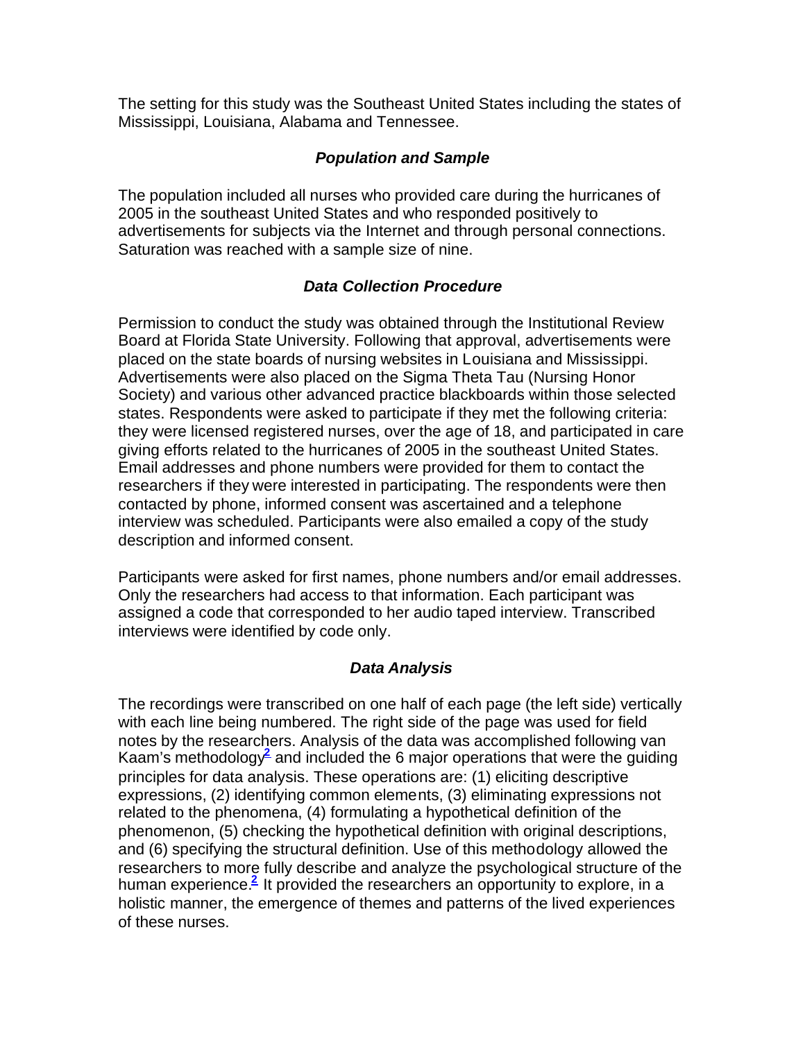The setting for this study was the Southeast United States including the states of Mississippi, Louisiana, Alabama and Tennessee.

### *Population and Sample*

The population included all nurses who provided care during the hurricanes of 2005 in the southeast United States and who responded positively to advertisements for subjects via the Internet and through personal connections. Saturation was reached with a sample size of nine.

### *Data Collection Procedure*

Permission to conduct the study was obtained through the Institutional Review Board at Florida State University. Following that approval, advertisements were placed on the state boards of nursing websites in Louisiana and Mississippi. Advertisements were also placed on the Sigma Theta Tau (Nursing Honor Society) and various other advanced practice blackboards within those selected states. Respondents were asked to participate if they met the following criteria: they were licensed registered nurses, over the age of 18, and participated in care giving efforts related to the hurricanes of 2005 in the southeast United States. Email addresses and phone numbers were provided for them to contact the researchers if they were interested in participating. The respondents were then contacted by phone, informed consent was ascertained and a telephone interview was scheduled. Participants were also emailed a copy of the study description and informed consent.

Participants were asked for first names, phone numbers and/or email addresses. Only the researchers had access to that information. Each participant was assigned a code that corresponded to her audio taped interview. Transcribed interviews were identified by code only.

### *Data Analysis*

The recordings were transcribed on one half of each page (the left side) vertically with each line being numbered. The right side of the page was used for field notes by the researchers. Analysis of the data was accomplished following van Kaam's methodology[2] and included the 6 major operations that were the guiding principles for data analysis. These operations are: (1) eliciting descriptive expressions, (2) identifying common elements, (3) eliminating expressions not related to the phenomena, (4) formulating a hypothetical definition of the phenomenon, (5) checking the hypothetical definition with original descriptions, and (6) specifying the structural definition. Use of this methodology allowed the researchers to more fully describe and analyze the psychological structure of the human experience.[2] It provided the researchers an opportunity to explore, in a holistic manner, the emergence of themes and patterns of the lived experiences of these nurses.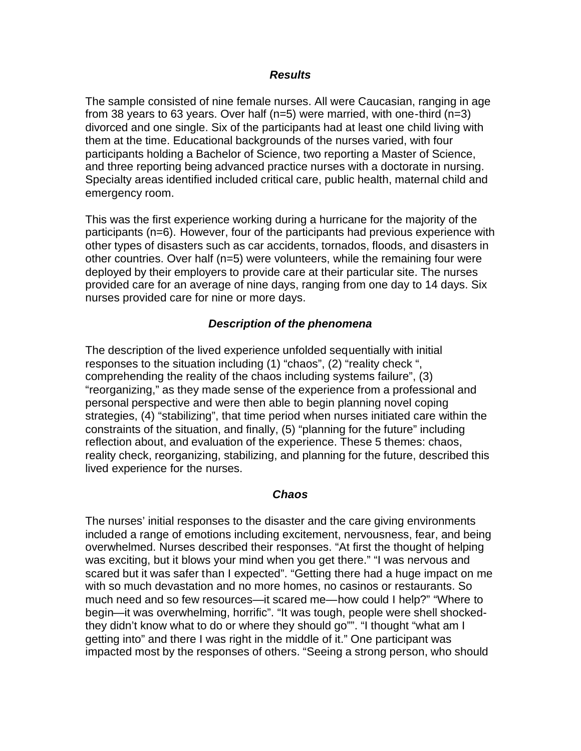### *Results*

The sample consisted of nine female nurses. All were Caucasian, ranging in age from 38 years to 63 years. Over half (n=5) were married, with one-third (n=3) divorced and one single. Six of the participants had at least one child living with them at the time. Educational backgrounds of the nurses varied, with four participants holding a Bachelor of Science, two reporting a Master of Science, and three reporting being advanced practice nurses with a doctorate in nursing. Specialty areas identified included critical care, public health, maternal child and emergency room.

This was the first experience working during a hurricane for the majority of the participants (n=6). However, four of the participants had previous experience with other types of disasters such as car accidents, tornados, floods, and disasters in other countries. Over half (n=5) were volunteers, while the remaining four were deployed by their employers to provide care at their particular site. The nurses provided care for an average of nine days, ranging from one day to 14 days. Six nurses provided care for nine or more days.

### *Description of the phenomena*

The description of the lived experience unfolded sequentially with initial responses to the situation including (1) "chaos", (2) "reality check ", comprehending the reality of the chaos including systems failure", (3) "reorganizing," as they made sense of the experience from a professional and personal perspective and were then able to begin planning novel coping strategies, (4) "stabilizing", that time period when nurses initiated care within the constraints of the situation, and finally, (5) "planning for the future" including reflection about, and evaluation of the experience. These 5 themes: chaos, reality check, reorganizing, stabilizing, and planning for the future, described this lived experience for the nurses.

### *Chaos*

The nurses' initial responses to the disaster and the care giving environments included a range of emotions including excitement, nervousness, fear, and being overwhelmed. Nurses described their responses. "At first the thought of helping was exciting, but it blows your mind when you get there." "I was nervous and scared but it was safer than I expected". "Getting there had a huge impact on me with so much devastation and no more homes, no casinos or restaurants. So much need and so few resources—it scared me—how could I help?" "Where to begin—it was overwhelming, horrific". "It was tough, people were shell shocked-they didn't know what to do or where they should go"". "I thought "what am I getting into" and there I was right in the middle of it." One participant was impacted most by the responses of others. "Seeing a strong person, who should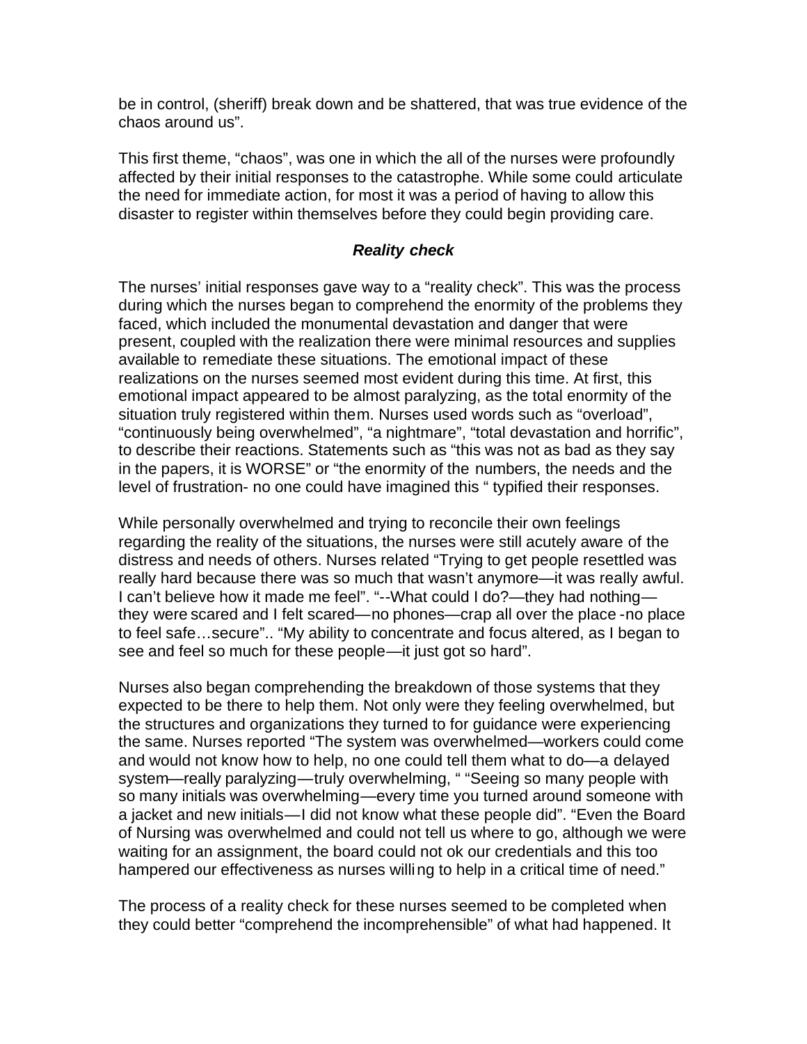be in control, (sheriff) break down and be shattered, that was true evidence of the chaos around us".

This first theme, "chaos", was one in which the all of the nurses were profoundly affected by their initial responses to the catastrophe. While some could articulate the need for immediate action, for most it was a period of having to allow this disaster to register within themselves before they could begin providing care.

### ***Reality check***

The nurses' initial responses gave way to a "reality check". This was the process during which the nurses began to comprehend the enormity of the problems they faced, which included the monumental devastation and danger that were present, coupled with the realization there were minimal resources and supplies available to remediate these situations. The emotional impact of these realizations on the nurses seemed most evident during this time. At first, this emotional impact appeared to be almost paralyzing, as the total enormity of the situation truly registered within them. Nurses used words such as "overload", "continuously being overwhelmed", "a nightmare", "total devastation and horrific", to describe their reactions. Statements such as "this was not as bad as they say in the papers, it is WORSE" or "the enormity of the numbers, the needs and the level of frustration- no one could have imagined this " typified their responses.

While personally overwhelmed and trying to reconcile their own feelings regarding the reality of the situations, the nurses were still acutely aware of the distress and needs of others. Nurses related "Trying to get people resettled was really hard because there was so much that wasn't anymore—it was really awful. I can't believe how it made me feel". "--What could I do?—they had nothing—they were scared and I felt scared—no phones—crap all over the place -no place to feel safe…secure".. "My ability to concentrate and focus altered, as I began to see and feel so much for these people—it just got so hard".

Nurses also began comprehending the breakdown of those systems that they expected to be there to help them. Not only were they feeling overwhelmed, but the structures and organizations they turned to for guidance were experiencing the same. Nurses reported "The system was overwhelmed—workers could come and would not know how to help, no one could tell them what to do—a delayed system—really paralyzing—truly overwhelming, " "Seeing so many people with so many initials was overwhelming—every time you turned around someone with a jacket and new initials—I did not know what these people did". "Even the Board of Nursing was overwhelmed and could not tell us where to go, although we were waiting for an assignment, the board could not ok our credentials and this too hampered our effectiveness as nurses willing to help in a critical time of need."

The process of a reality check for these nurses seemed to be completed when they could better "comprehend the incomprehensible" of what had happened. It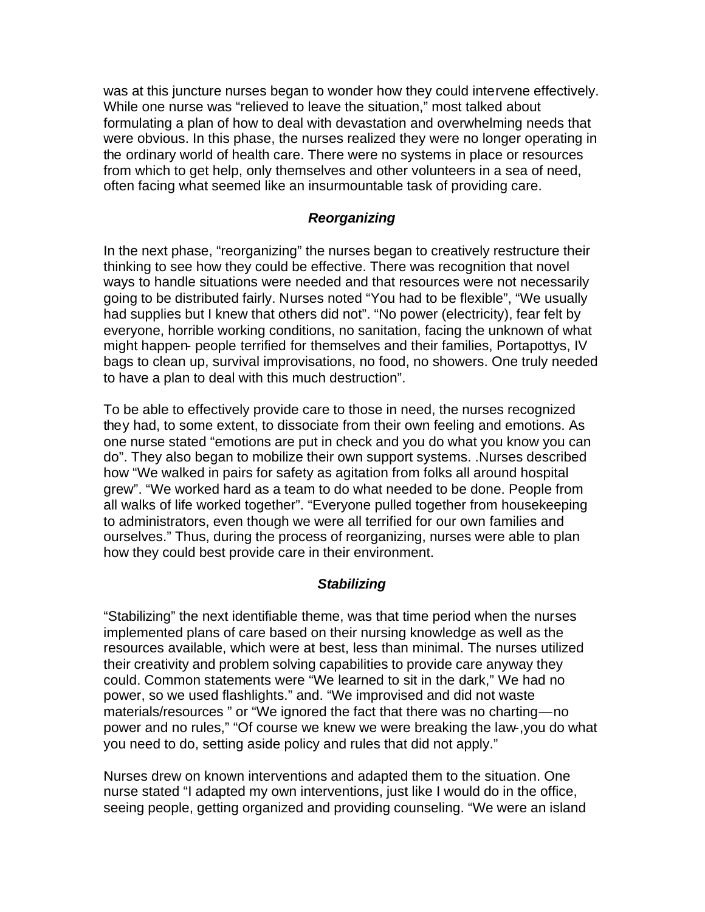was at this juncture nurses began to wonder how they could intervene effectively. While one nurse was "relieved to leave the situation," most talked about formulating a plan of how to deal with devastation and overwhelming needs that were obvious. In this phase, the nurses realized they were no longer operating in the ordinary world of health care. There were no systems in place or resources from which to get help, only themselves and other volunteers in a sea of need, often facing what seemed like an insurmountable task of providing care.

### *Reorganizing*

In the next phase, "reorganizing" the nurses began to creatively restructure their thinking to see how they could be effective. There was recognition that novel ways to handle situations were needed and that resources were not necessarily going to be distributed fairly. Nurses noted "You had to be flexible", "We usually had supplies but I knew that others did not". "No power (electricity), fear felt by everyone, horrible working conditions, no sanitation, facing the unknown of what might happen- people terrified for themselves and their families, Portapottys, IV bags to clean up, survival improvisations, no food, no showers. One truly needed to have a plan to deal with this much destruction".

To be able to effectively provide care to those in need, the nurses recognized they had, to some extent, to dissociate from their own feeling and emotions. As one nurse stated "emotions are put in check and you do what you know you can do". They also began to mobilize their own support systems. .Nurses described how "We walked in pairs for safety as agitation from folks all around hospital grew". "We worked hard as a team to do what needed to be done. People from all walks of life worked together". "Everyone pulled together from housekeeping to administrators, even though we were all terrified for our own families and ourselves." Thus, during the process of reorganizing, nurses were able to plan how they could best provide care in their environment.

### *Stabilizing*

"Stabilizing" the next identifiable theme, was that time period when the nurses implemented plans of care based on their nursing knowledge as well as the resources available, which were at best, less than minimal. The nurses utilized their creativity and problem solving capabilities to provide care anyway they could. Common statements were "We learned to sit in the dark," We had no power, so we used flashlights." and. "We improvised and did not waste materials/resources " or "We ignored the fact that there was no charting—no power and no rules," "Of course we knew we were breaking the law-,you do what you need to do, setting aside policy and rules that did not apply."

Nurses drew on known interventions and adapted them to the situation. One nurse stated "I adapted my own interventions, just like I would do in the office, seeing people, getting organized and providing counseling. "We were an island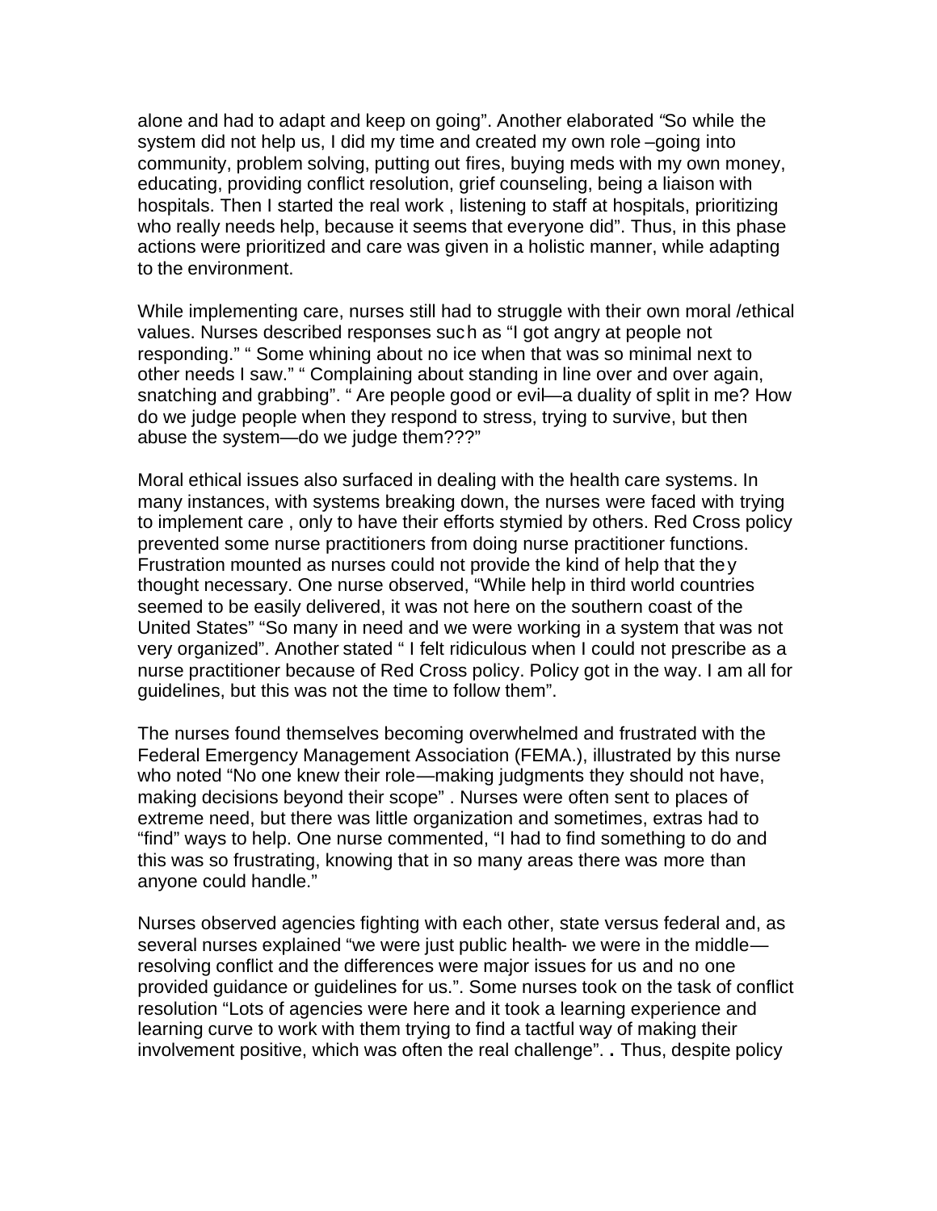alone and had to adapt and keep on going". Another elaborated "So while the system did not help us, I did my time and created my own role –going into community, problem solving, putting out fires, buying meds with my own money, educating, providing conflict resolution, grief counseling, being a liaison with hospitals. Then I started the real work , listening to staff at hospitals, prioritizing who really needs help, because it seems that everyone did". Thus, in this phase actions were prioritized and care was given in a holistic manner, while adapting to the environment.

While implementing care, nurses still had to struggle with their own moral /ethical values. Nurses described responses such as "I got angry at people not responding." " Some whining about no ice when that was so minimal next to other needs I saw." " Complaining about standing in line over and over again, snatching and grabbing". " Are people good or evil—a duality of split in me? How do we judge people when they respond to stress, trying to survive, but then abuse the system—do we judge them???"

Moral ethical issues also surfaced in dealing with the health care systems. In many instances, with systems breaking down, the nurses were faced with trying to implement care , only to have their efforts stymied by others. Red Cross policy prevented some nurse practitioners from doing nurse practitioner functions. Frustration mounted as nurses could not provide the kind of help that they thought necessary. One nurse observed, "While help in third world countries seemed to be easily delivered, it was not here on the southern coast of the United States" "So many in need and we were working in a system that was not very organized". Another stated " I felt ridiculous when I could not prescribe as a nurse practitioner because of Red Cross policy. Policy got in the way. I am all for guidelines, but this was not the time to follow them".

The nurses found themselves becoming overwhelmed and frustrated with the Federal Emergency Management Association (FEMA.), illustrated by this nurse who noted "No one knew their role—making judgments they should not have, making decisions beyond their scope" . Nurses were often sent to places of extreme need, but there was little organization and sometimes, extras had to "find" ways to help. One nurse commented, "I had to find something to do and this was so frustrating, knowing that in so many areas there was more than anyone could handle."

Nurses observed agencies fighting with each other, state versus federal and, as several nurses explained "we were just public health- we were in the middle—resolving conflict and the differences were major issues for us and no one provided guidance or guidelines for us.". Some nurses took on the task of conflict resolution "Lots of agencies were here and it took a learning experience and learning curve to work with them trying to find a tactful way of making their involvement positive, which was often the real challenge". **.** Thus, despite policy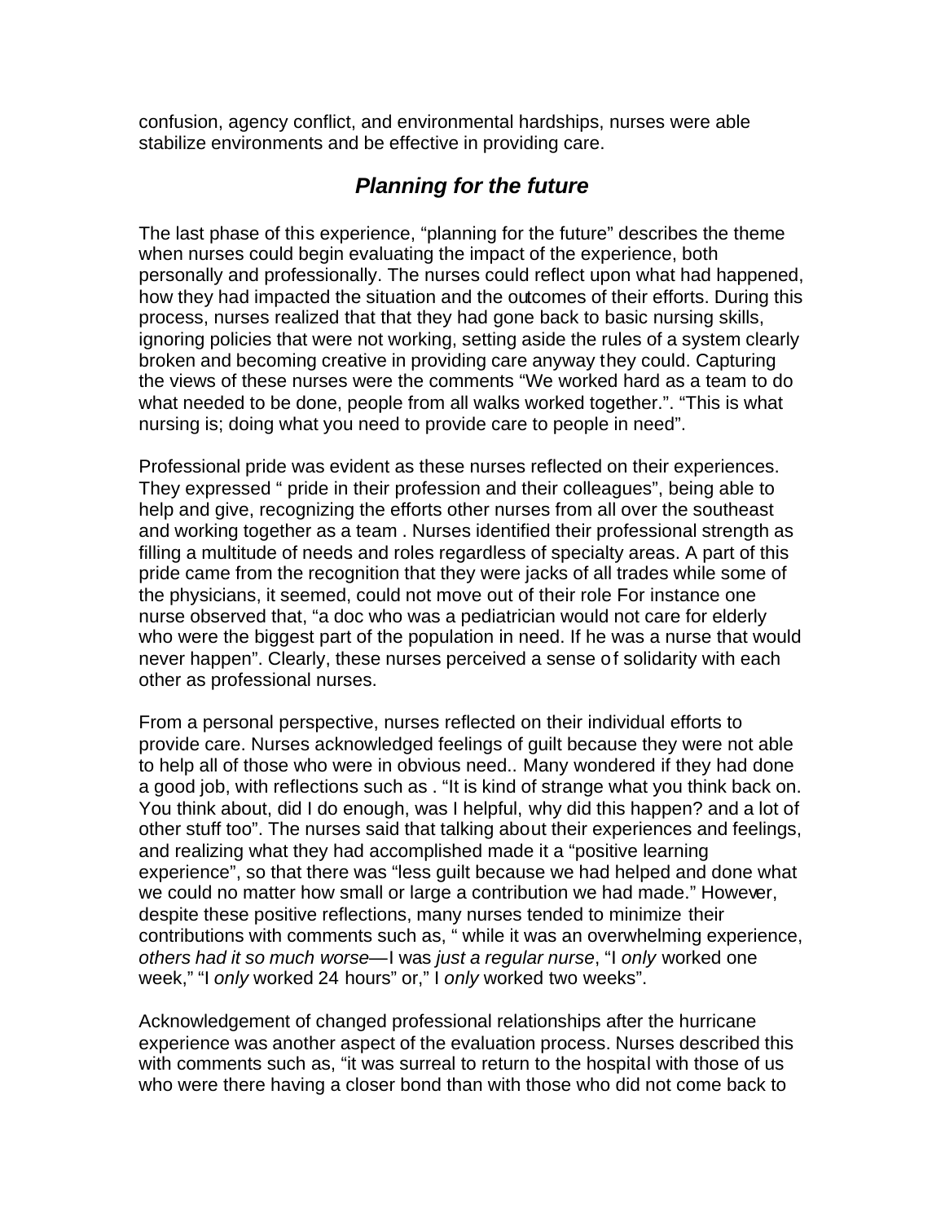confusion, agency conflict, and environmental hardships, nurses were able stabilize environments and be effective in providing care.

## *Planning for the future*

The last phase of this experience, "planning for the future" describes the theme when nurses could begin evaluating the impact of the experience, both personally and professionally. The nurses could reflect upon what had happened, how they had impacted the situation and the outcomes of their efforts. During this process, nurses realized that that they had gone back to basic nursing skills, ignoring policies that were not working, setting aside the rules of a system clearly broken and becoming creative in providing care anyway they could. Capturing the views of these nurses were the comments "We worked hard as a team to do what needed to be done, people from all walks worked together.". "This is what nursing is; doing what you need to provide care to people in need".

Professional pride was evident as these nurses reflected on their experiences. They expressed " pride in their profession and their colleagues", being able to help and give, recognizing the efforts other nurses from all over the southeast and working together as a team . Nurses identified their professional strength as filling a multitude of needs and roles regardless of specialty areas. A part of this pride came from the recognition that they were jacks of all trades while some of the physicians, it seemed, could not move out of their role For instance one nurse observed that, "a doc who was a pediatrician would not care for elderly who were the biggest part of the population in need. If he was a nurse that would never happen". Clearly, these nurses perceived a sense of solidarity with each other as professional nurses.

From a personal perspective, nurses reflected on their individual efforts to provide care. Nurses acknowledged feelings of guilt because they were not able to help all of those who were in obvious need.. Many wondered if they had done a good job, with reflections such as . "It is kind of strange what you think back on. You think about, did I do enough, was I helpful, why did this happen? and a lot of other stuff too". The nurses said that talking about their experiences and feelings, and realizing what they had accomplished made it a "positive learning experience", so that there was "less guilt because we had helped and done what we could no matter how small or large a contribution we had made." However, despite these positive reflections, many nurses tended to minimize their contributions with comments such as, " while it was an overwhelming experience, *others had it so much worse*—I was *just a regular nurse*, "I *only* worked one week," "I *only* worked 24 hours" or," I *only* worked two weeks".

Acknowledgement of changed professional relationships after the hurricane experience was another aspect of the evaluation process. Nurses described this with comments such as, "it was surreal to return to the hospital with those of us who were there having a closer bond than with those who did not come back to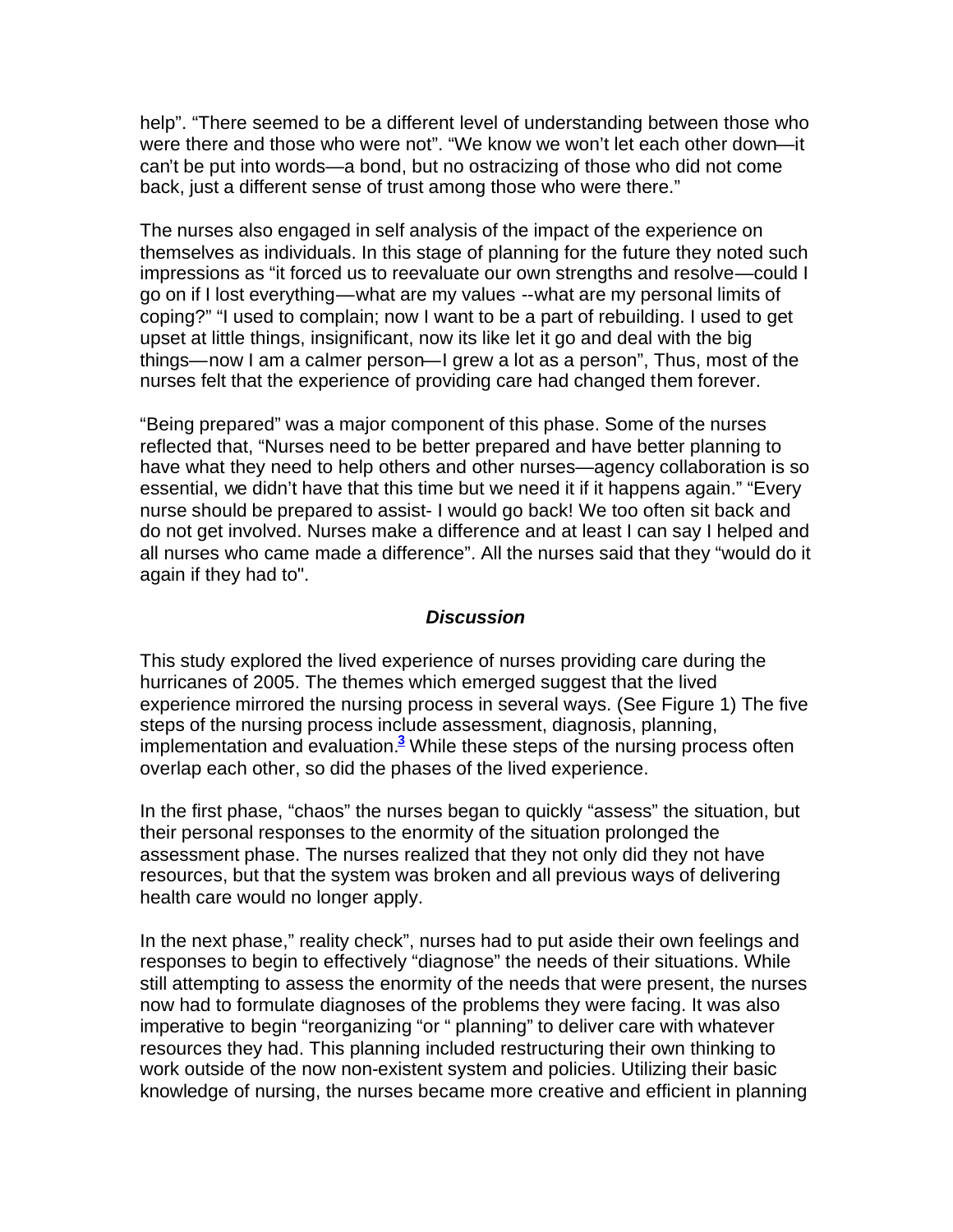help". "There seemed to be a different level of understanding between those who were there and those who were not". "We know we won't let each other down—it can't be put into words—a bond, but no ostracizing of those who did not come back, just a different sense of trust among those who were there."

The nurses also engaged in self analysis of the impact of the experience on themselves as individuals. In this stage of planning for the future they noted such impressions as "it forced us to reevaluate our own strengths and resolve—could I go on if I lost everything—what are my values --what are my personal limits of coping?" "I used to complain; now I want to be a part of rebuilding. I used to get upset at little things, insignificant, now its like let it go and deal with the big things—now I am a calmer person—I grew a lot as a person", Thus, most of the nurses felt that the experience of providing care had changed them forever.

"Being prepared" was a major component of this phase. Some of the nurses reflected that, "Nurses need to be better prepared and have better planning to have what they need to help others and other nurses—agency collaboration is so essential, we didn't have that this time but we need it if it happens again." "Every nurse should be prepared to assist- I would go back! We too often sit back and do not get involved. Nurses make a difference and at least I can say I helped and all nurses who came made a difference". All the nurses said that they "would do it again if they had to".

## *Discussion*

This study explored the lived experience of nurses providing care during the hurricanes of 2005. The themes which emerged suggest that the lived experience mirrored the nursing process in several ways. (See Figure 1) The five steps of the nursing process include assessment, diagnosis, planning, implementation and evaluation.[3] While these steps of the nursing process often overlap each other, so did the phases of the lived experience.

In the first phase, "chaos" the nurses began to quickly "assess" the situation, but their personal responses to the enormity of the situation prolonged the assessment phase. The nurses realized that they not only did they not have resources, but that the system was broken and all previous ways of delivering health care would no longer apply.

In the next phase," reality check", nurses had to put aside their own feelings and responses to begin to effectively "diagnose" the needs of their situations. While still attempting to assess the enormity of the needs that were present, the nurses now had to formulate diagnoses of the problems they were facing. It was also imperative to begin "reorganizing "or " planning" to deliver care with whatever resources they had. This planning included restructuring their own thinking to work outside of the now non-existent system and policies. Utilizing their basic knowledge of nursing, the nurses became more creative and efficient in planning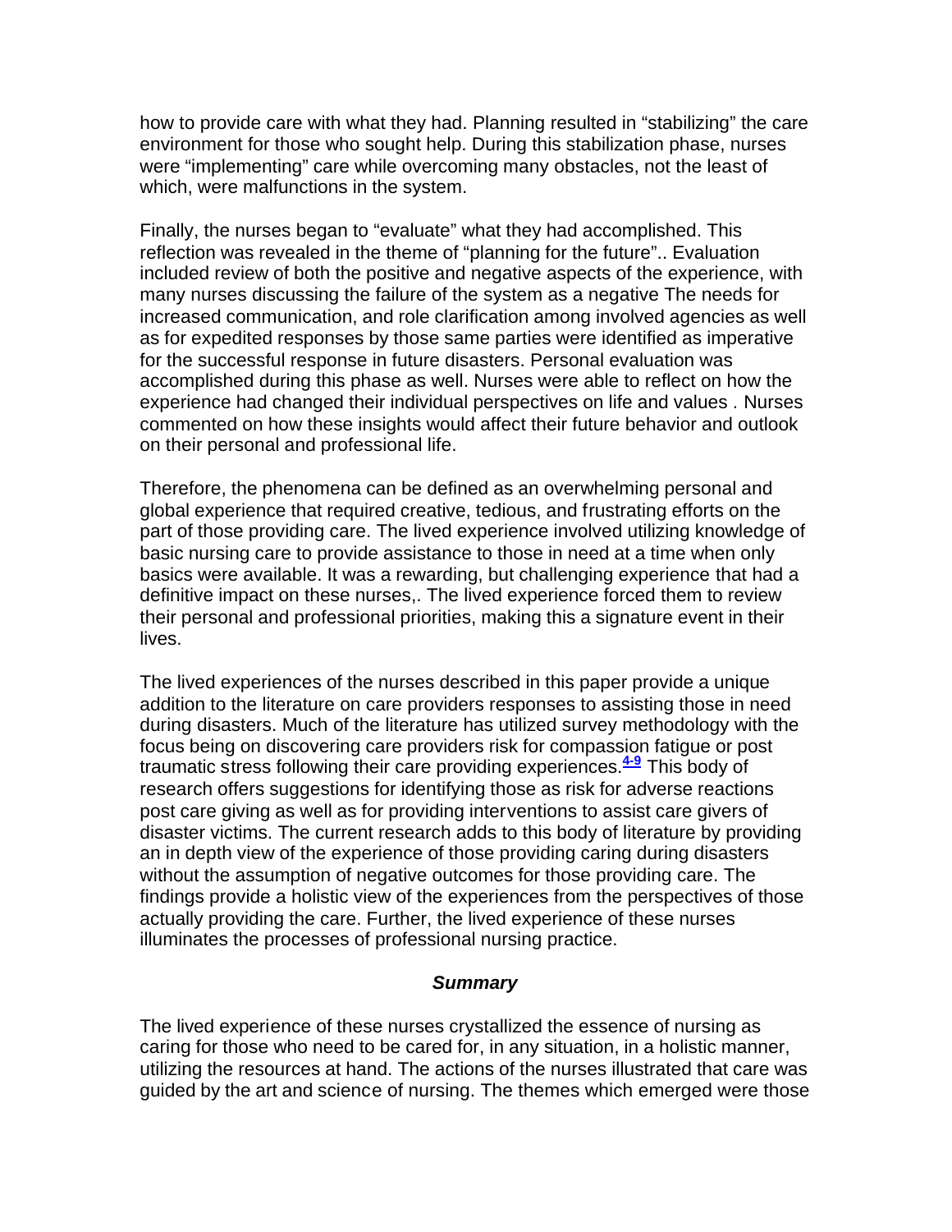how to provide care with what they had. Planning resulted in "stabilizing" the care environment for those who sought help. During this stabilization phase, nurses were "implementing" care while overcoming many obstacles, not the least of which, were malfunctions in the system.

Finally, the nurses began to "evaluate" what they had accomplished. This reflection was revealed in the theme of "planning for the future".. Evaluation included review of both the positive and negative aspects of the experience, with many nurses discussing the failure of the system as a negative The needs for increased communication, and role clarification among involved agencies as well as for expedited responses by those same parties were identified as imperative for the successful response in future disasters. Personal evaluation was accomplished during this phase as well. Nurses were able to reflect on how the experience had changed their individual perspectives on life and values . Nurses commented on how these insights would affect their future behavior and outlook on their personal and professional life.

Therefore, the phenomena can be defined as an overwhelming personal and global experience that required creative, tedious, and frustrating efforts on the part of those providing care. The lived experience involved utilizing knowledge of basic nursing care to provide assistance to those in need at a time when only basics were available. It was a rewarding, but challenging experience that had a definitive impact on these nurses,. The lived experience forced them to review their personal and professional priorities, making this a signature event in their lives.

The lived experiences of the nurses described in this paper provide a unique addition to the literature on care providers responses to assisting those in need during disasters. Much of the literature has utilized survey methodology with the focus being on discovering care providers risk for compassion fatigue or post traumatic stress following their care providing experiences.[4-9] This body of research offers suggestions for identifying those as risk for adverse reactions post care giving as well as for providing interventions to assist care givers of disaster victims. The current research adds to this body of literature by providing an in depth view of the experience of those providing caring during disasters without the assumption of negative outcomes for those providing care. The findings provide a holistic view of the experiences from the perspectives of those actually providing the care. Further, the lived experience of these nurses illuminates the processes of professional nursing practice.

### *Summary*

The lived experience of these nurses crystallized the essence of nursing as caring for those who need to be cared for, in any situation, in a holistic manner, utilizing the resources at hand. The actions of the nurses illustrated that care was guided by the art and science of nursing. The themes which emerged were those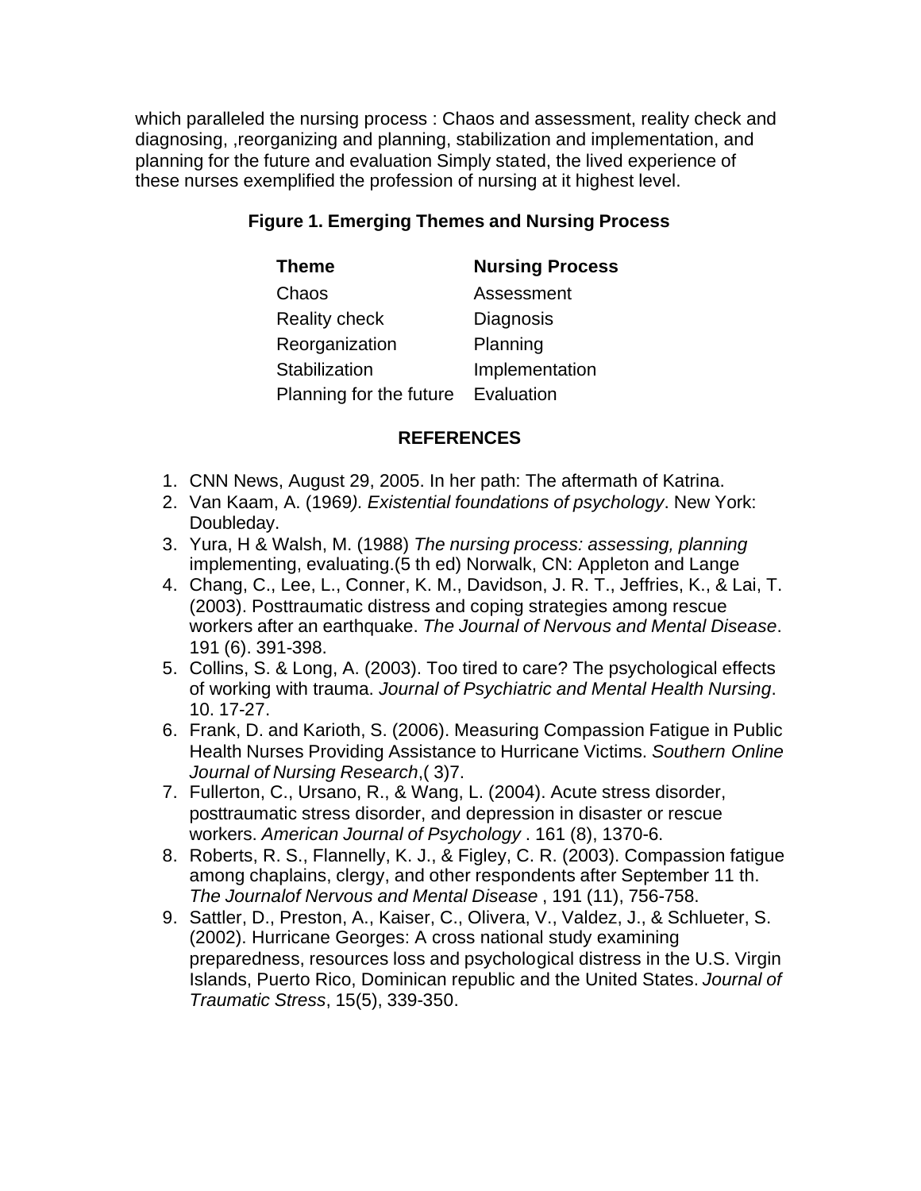which paralleled the nursing process : Chaos and assessment, reality check and diagnosing, ,reorganizing and planning, stabilization and implementation, and planning for the future and evaluation Simply stated, the lived experience of these nurses exemplified the profession of nursing at it highest level.

**Figure 1. Emerging Themes and Nursing Process**

| **Theme** | **Nursing Process** |
|---|---|
| Chaos | Assessment |
| Reality check | Diagnosis |
| Reorganization | Planning |
| Stabilization | Implementation |
| Planning for the future | Evaluation |

## REFERENCES

1. CNN News, August 29, 2005. In her path: The aftermath of Katrina.
2. Van Kaam, A. (1969*). Existential foundations of psychology*. New York: Doubleday.
3. Yura, H & Walsh, M. (1988) *The nursing process: assessing, planning* implementing, evaluating.(5 th ed) Norwalk, CN: Appleton and Lange
4. Chang, C., Lee, L., Conner, K. M., Davidson, J. R. T., Jeffries, K., & Lai, T. (2003). Posttraumatic distress and coping strategies among rescue workers after an earthquake. *The Journal of Nervous and Mental Disease*. 191 (6). 391-398.
5. Collins, S. & Long, A. (2003). Too tired to care? The psychological effects of working with trauma. *Journal of Psychiatric and Mental Health Nursing*. 10. 17-27.
6. Frank, D. and Karioth, S. (2006). Measuring Compassion Fatigue in Public Health Nurses Providing Assistance to Hurricane Victims. *Southern Online Journal of Nursing Research*,( 3)7.
7. Fullerton, C., Ursano, R., & Wang, L. (2004). Acute stress disorder, posttraumatic stress disorder, and depression in disaster or rescue workers. *American Journal of Psychology* . 161 (8), 1370-6.
8. Roberts, R. S., Flannelly, K. J., & Figley, C. R. (2003). Compassion fatigue among chaplains, clergy, and other respondents after September 11 th. *The Journalof Nervous and Mental Disease* , 191 (11), 756-758.
9. Sattler, D., Preston, A., Kaiser, C., Olivera, V., Valdez, J., & Schlueter, S. (2002). Hurricane Georges: A cross national study examining preparedness, resources loss and psychological distress in the U.S. Virgin Islands, Puerto Rico, Dominican republic and the United States. *Journal of Traumatic Stress*, 15(5), 339-350.